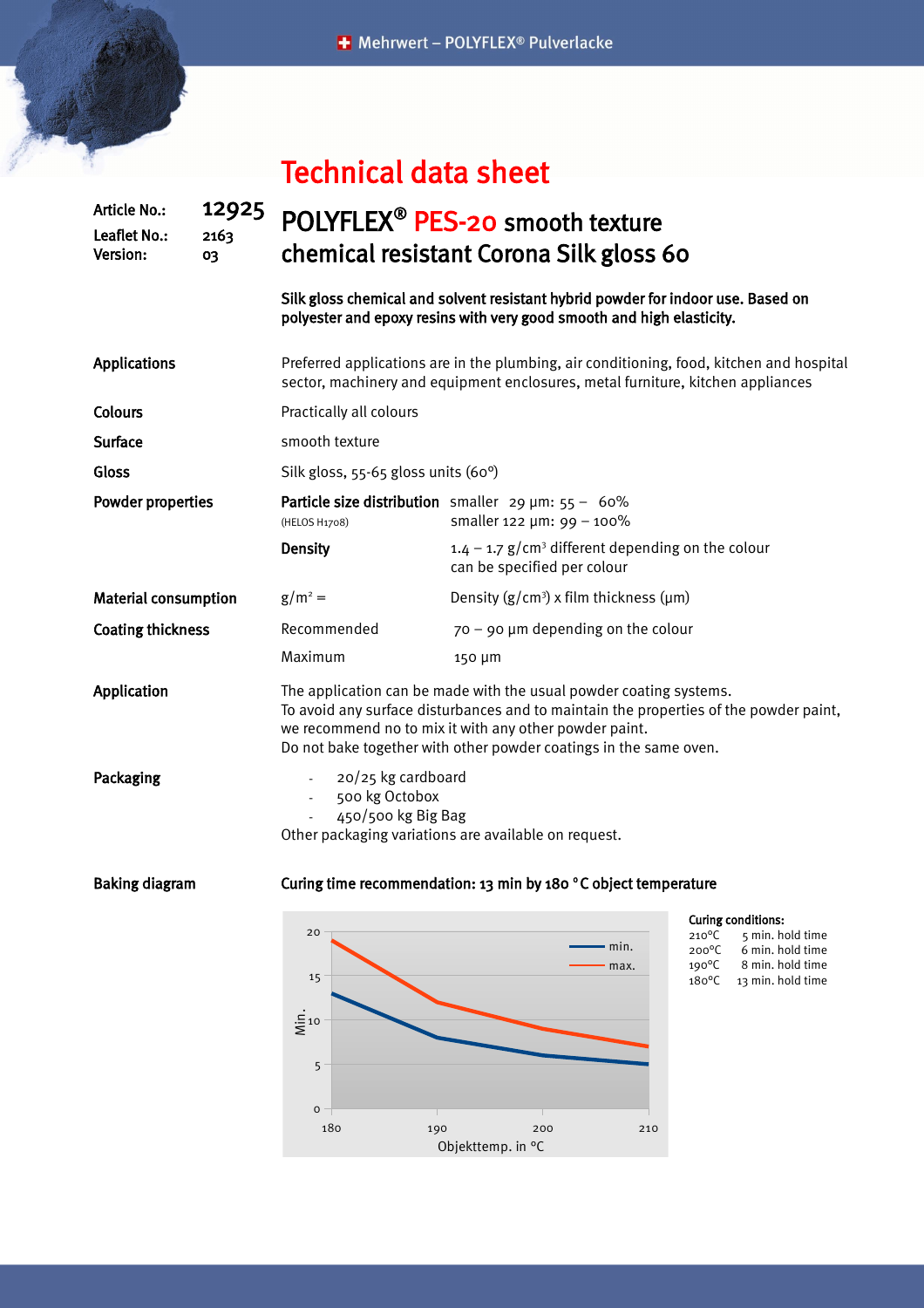# Technical data sheet

**Article No.:** 12925
**Leaflet No.:** 2163
**Version:** 03

## POLYFLEX® PES-20 smooth texture chemical resistant Corona Silk gloss 60

**Silk gloss chemical and solvent resistant hybrid powder for indoor use. Based on polyester and epoxy resins with very good smooth and high elasticity.**

| | | |
|---|---|---|
| **Applications** | Preferred applications are in the plumbing, air conditioning, food, kitchen and hospital sector, machinery and equipment enclosures, metal furniture, kitchen appliances | |
| **Colours** | Practically all colours | |
| **Surface** | smooth texture | |
| **Gloss** | Silk gloss, 55-65 gloss units (60°) | |
| **Powder properties** | **Particle size distribution** (HELOS H1708) | smaller 29 µm: 55 – 60%<br>smaller 122 µm: 99 – 100% |
| | **Density** | 1.4 – 1.7 g/cm³ different depending on the colour can be specified per colour |
| **Material consumption** | g/m² = | Density (g/cm³) x film thickness (µm) |
| **Coating thickness** | Recommended | 70 – 90 µm depending on the colour |
| | Maximum | 150 µm |

**Application**

The application can be made with the usual powder coating systems.
To avoid any surface disturbances and to maintain the properties of the powder paint, we recommend no to mix it with any other powder paint.
Do not bake together with other powder coatings in the same oven.

**Packaging**

- 20/25 kg cardboard
- 500 kg Octobox
- 450/500 kg Big Bag

Other packaging variations are available on request.

**Baking diagram**

**Curing time recommendation: 13 min by 180 °C object temperature**

20
15
10
5
0
Min.
180
190
200
210
Objekttemp. in °C
min.
max.

**Curing conditions:**

| | |
|---|---|
| 210°C | 5 min. hold time |
| 200°C | 6 min. hold time |
| 190°C | 8 min. hold time |
| 180°C | 13 min. hold time |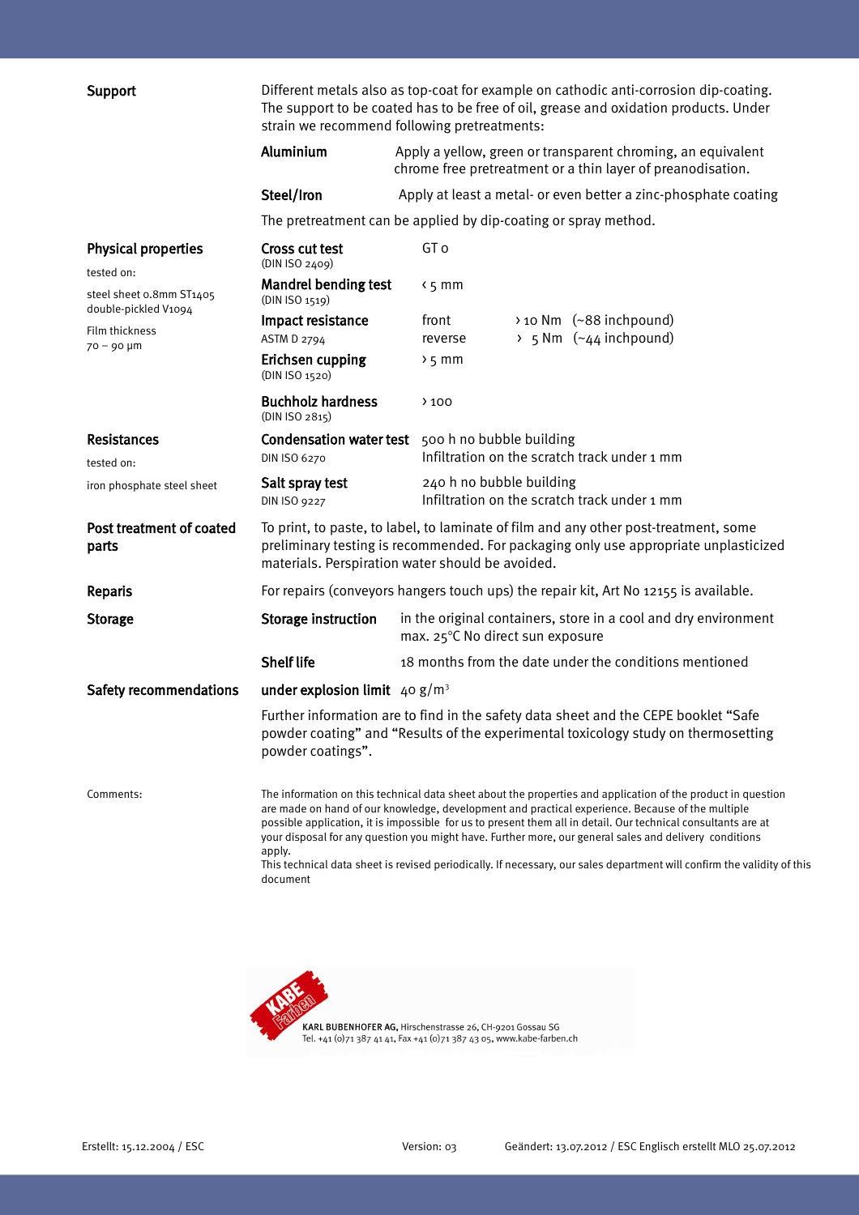**Support**

Different metals also as top-coat for example on cathodic anti-corrosion dip-coating. The support to be coated has to be free of oil, grease and oxidation products. Under strain we recommend following pretreatments:

| | |
|---|---|
| **Aluminium** | Apply a yellow, green or transparent chroming, an equivalent chrome free pretreatment or a thin layer of preanodisation. |
| **Steel/Iron** | Apply at least a metal- or even better a zinc-phosphate coating |

The pretreatment can be applied by dip-coating or spray method.

**Physical properties**

tested on:

steel sheet 0.8mm ST1405 double-pickled V1094

Film thickness 70 – 90 µm

| | | |
|---|---|---|
| **Cross cut test** (DIN ISO 2409) | GT 0 | |
| **Mandrel bending test** (DIN ISO 1519) | < 5 mm | |
| **Impact resistance** ASTM D 2794 | front | > 10 Nm (~88 inchpound) |
| | reverse | > 5 Nm (~44 inchpound) |
| **Erichsen cupping** (DIN ISO 1520) | > 5 mm | |
| **Buchholz hardness** (DIN ISO 2815) | > 100 | |

**Resistances**

tested on:

iron phosphate steel sheet

| | |
|---|---|
| **Condensation water test** DIN ISO 6270 | 500 h no bubble building<br>Infiltration on the scratch track under 1 mm |
| **Salt spray test** DIN ISO 9227 | 240 h no bubble building<br>Infiltration on the scratch track under 1 mm |

**Post treatment of coated parts**

To print, to paste, to label, to laminate of film and any other post-treatment, some preliminary testing is recommended. For packaging only use appropriate unplasticized materials. Perspiration water should be avoided.

**Reparis**

For repairs (conveyors hangers touch ups) the repair kit, Art No 12155 is available.

**Storage**

| | |
|---|---|
| **Storage instruction** | in the original containers, store in a cool and dry environment max. 25°C No direct sun exposure |
| **Shelf life** | 18 months from the date under the conditions mentioned |

**Safety recommendations**

**under explosion limit** 40 g/m³

Further information are to find in the safety data sheet and the CEPE booklet “Safe powder coating” and “Results of the experimental toxicology study on thermosetting powder coatings”.

Comments:

The information on this technical data sheet about the properties and application of the product in question are made on hand of our knowledge, development and practical experience. Because of the multiple possible application, it is impossible for us to present them all in detail. Our technical consultants are at your disposal for any question you might have. Further more, our general sales and delivery conditions apply.
This technical data sheet is revised periodically. If necessary, our sales department will confirm the validity of this document

KABE Farben

**KARL BUBENHOFER AG,** Hirschenstrasse 26, CH-9201 Gossau SG
Tel. +41 (0)71 387 41 41, Fax +41 (0)71 387 43 05, www.kabe-farben.ch

Erstellt: 15.12.2004 / ESC    Version: 03    Geändert: 13.07.2012 / ESC Englisch erstellt MLO 25.07.2012